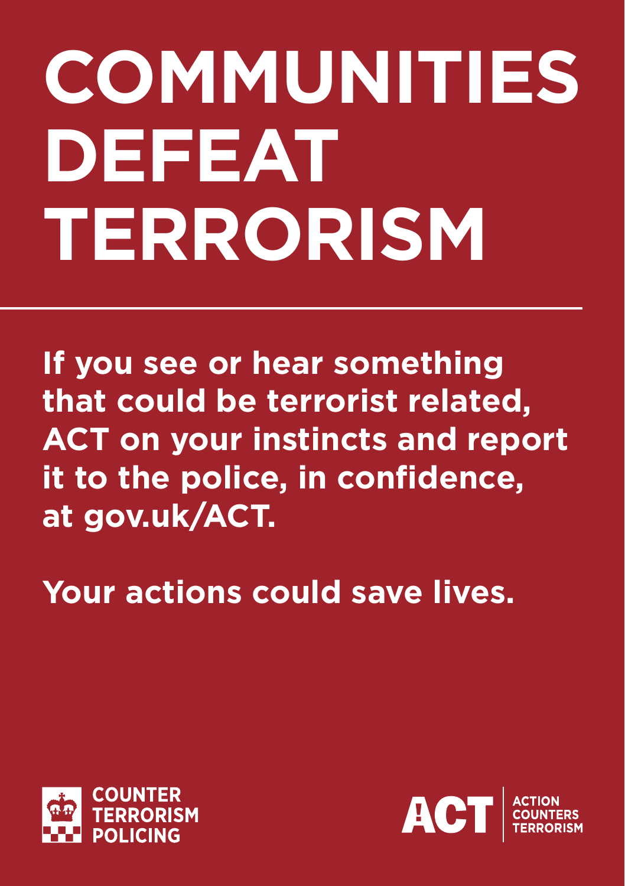# COMMUNITIES DEFEAT TERRORISM

---

**If you see or hear something that could be terrorist related, ACT on your instincts and report it to the police, in confidence, at gov.uk/ACT.**

**Your actions could save lives.**

COUNTER TERRORISM POLICING

ACT | ACTION COUNTERS TERRORISM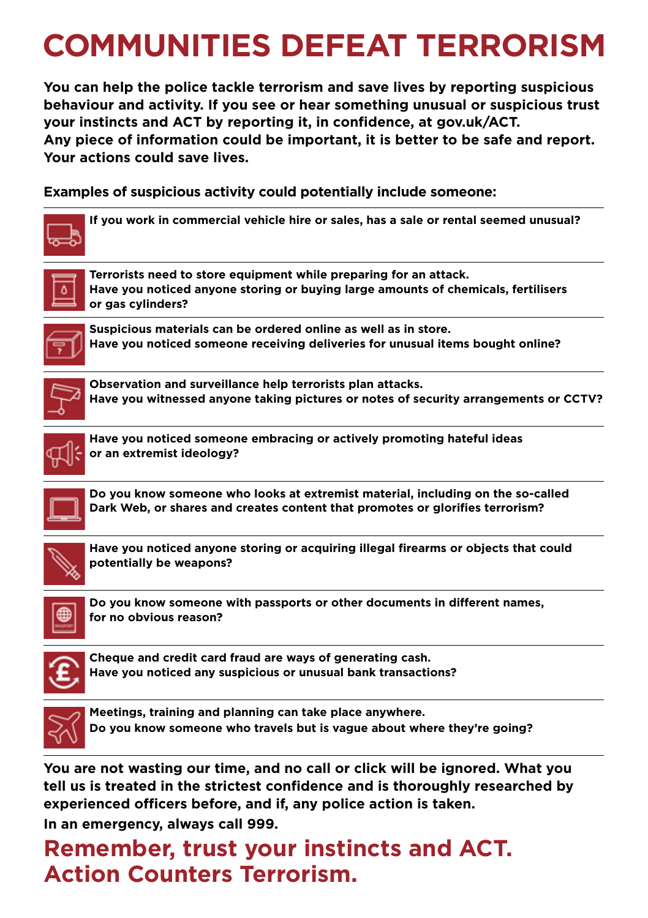# COMMUNITIES DEFEAT TERRORISM

**You can help the police tackle terrorism and save lives by reporting suspicious behaviour and activity. If you see or hear something unusual or suspicious trust your instincts and ACT by reporting it, in confidence, at gov.uk/ACT.**
**Any piece of information could be important, it is better to be safe and report.**
**Your actions could save lives.**

**Examples of suspicious activity could potentially include someone:**

- **If you work in commercial vehicle hire or sales, has a sale or rental seemed unusual?**
- **Terrorists need to store equipment while preparing for an attack.**
  **Have you noticed anyone storing or buying large amounts of chemicals, fertilisers or gas cylinders?**
- **Suspicious materials can be ordered online as well as in store.**
  **Have you noticed someone receiving deliveries for unusual items bought online?**
- **Observation and surveillance help terrorists plan attacks.**
  **Have you witnessed anyone taking pictures or notes of security arrangements or CCTV?**
- **Have you noticed someone embracing or actively promoting hateful ideas or an extremist ideology?**
- **Do you know someone who looks at extremist material, including on the so-called Dark Web, or shares and creates content that promotes or glorifies terrorism?**
- **Have you noticed anyone storing or acquiring illegal firearms or objects that could potentially be weapons?**
- **Do you know someone with passports or other documents in different names, for no obvious reason?**
- **Cheque and credit card fraud are ways of generating cash.**
  **Have you noticed any suspicious or unusual bank transactions?**
- **Meetings, training and planning can take place anywhere.**
  **Do you know someone who travels but is vague about where they're going?**

**You are not wasting our time, and no call or click will be ignored. What you tell us is treated in the strictest confidence and is thoroughly researched by experienced officers before, and if, any police action is taken.**

**In an emergency, always call 999.**

## Remember, trust your instincts and ACT.
## Action Counters Terrorism.